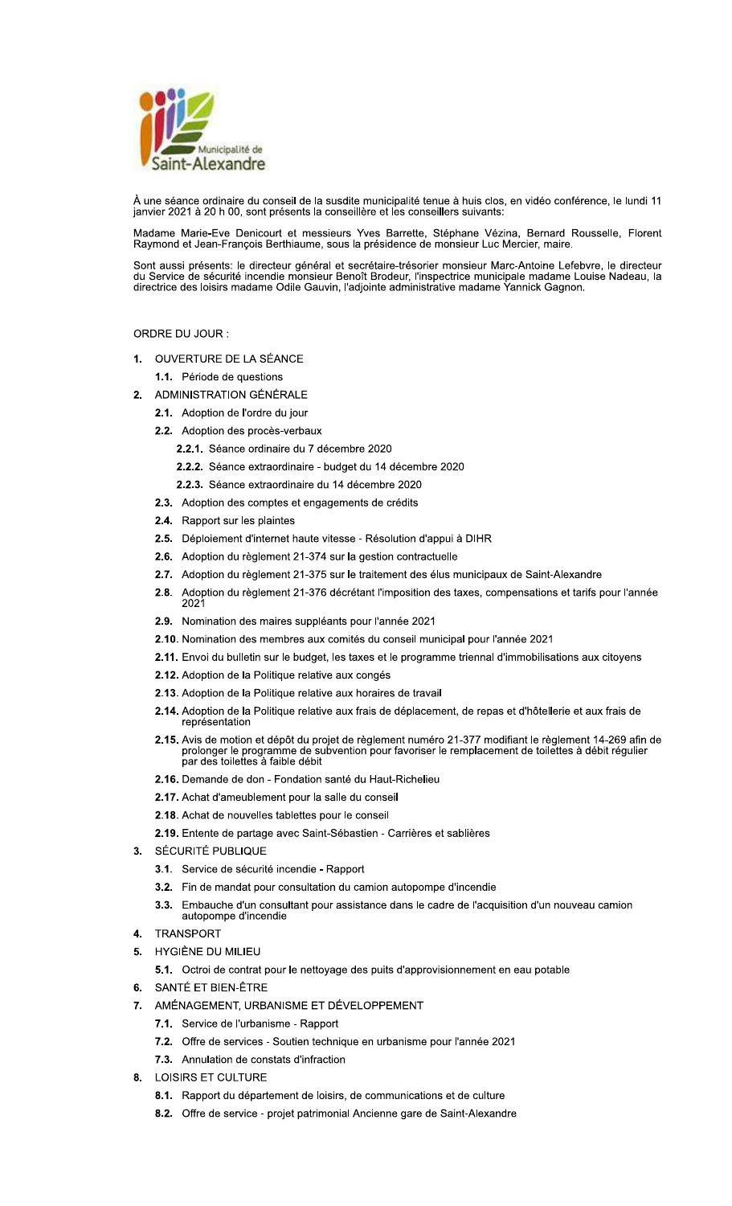Municipalité de Saint-Alexandre

À une séance ordinaire du conseil de la susdite municipalité tenue à huis clos, en vidéo conférence, le lundi 11 janvier 2021 à 20 h 00, sont présents la conseillère et les conseillers suivants:

Madame Marie-Eve Denicourt et messieurs Yves Barrette, Stéphane Vézina, Bernard Rousselle, Florent Raymond et Jean-François Berthiaume, sous la présidence de monsieur Luc Mercier, maire.

Sont aussi présents: le directeur général et secrétaire-trésorier monsieur Marc-Antoine Lefebvre, le directeur du Service de sécurité incendie monsieur Benoît Brodeur, l'inspectrice municipale madame Louise Nadeau, la directrice des loisirs madame Odile Gauvin, l'adjointe administrative madame Yannick Gagnon.

ORDRE DU JOUR :

1. OUVERTURE DE LA SÉANCE
   - **1.1.** Période de questions
2. ADMINISTRATION GÉNÉRALE
   - **2.1.** Adoption de l'ordre du jour
   - **2.2.** Adoption des procès-verbaux
     - **2.2.1.** Séance ordinaire du 7 décembre 2020
     - **2.2.2.** Séance extraordinaire - budget du 14 décembre 2020
     - **2.2.3.** Séance extraordinaire du 14 décembre 2020
   - **2.3.** Adoption des comptes et engagements de crédits
   - **2.4.** Rapport sur les plaintes
   - **2.5.** Déploiement d'internet haute vitesse - Résolution d'appui à DIHR
   - **2.6.** Adoption du règlement 21-374 sur la gestion contractuelle
   - **2.7.** Adoption du règlement 21-375 sur le traitement des élus municipaux de Saint-Alexandre
   - **2.8.** Adoption du règlement 21-376 décrétant l'imposition des taxes, compensations et tarifs pour l'année 2021
   - **2.9.** Nomination des maires suppléants pour l'année 2021
   - **2.10.** Nomination des membres aux comités du conseil municipal pour l'année 2021
   - **2.11.** Envoi du bulletin sur le budget, les taxes et le programme triennal d'immobilisations aux citoyens
   - **2.12.** Adoption de la Politique relative aux congés
   - **2.13.** Adoption de la Politique relative aux horaires de travail
   - **2.14.** Adoption de la Politique relative aux frais de déplacement, de repas et d'hôtellerie et aux frais de représentation
   - **2.15.** Avis de motion et dépôt du projet de règlement numéro 21-377 modifiant le règlement 14-269 afin de prolonger le programme de subvention pour favoriser le remplacement de toilettes à débit régulier par des toilettes à faible débit
   - **2.16.** Demande de don - Fondation santé du Haut-Richelieu
   - **2.17.** Achat d'ameublement pour la salle du conseil
   - **2.18.** Achat de nouvelles tablettes pour le conseil
   - **2.19.** Entente de partage avec Saint-Sébastien - Carrières et sablières
3. SÉCURITÉ PUBLIQUE
   - **3.1.** Service de sécurité incendie - Rapport
   - **3.2.** Fin de mandat pour consultation du camion autopompe d'incendie
   - **3.3.** Embauche d'un consultant pour assistance dans le cadre de l'acquisition d'un nouveau camion autopompe d'incendie
4. TRANSPORT
5. HYGIÈNE DU MILIEU
   - **5.1.** Octroi de contrat pour le nettoyage des puits d'approvisionnement en eau potable
6. SANTÉ ET BIEN-ÊTRE
7. AMÉNAGEMENT, URBANISME ET DÉVELOPPEMENT
   - **7.1.** Service de l'urbanisme - Rapport
   - **7.2.** Offre de services - Soutien technique en urbanisme pour l'année 2021
   - **7.3.** Annulation de constats d'infraction
8. LOISIRS ET CULTURE
   - **8.1.** Rapport du département de loisirs, de communications et de culture
   - **8.2.** Offre de service - projet patrimonial Ancienne gare de Saint-Alexandre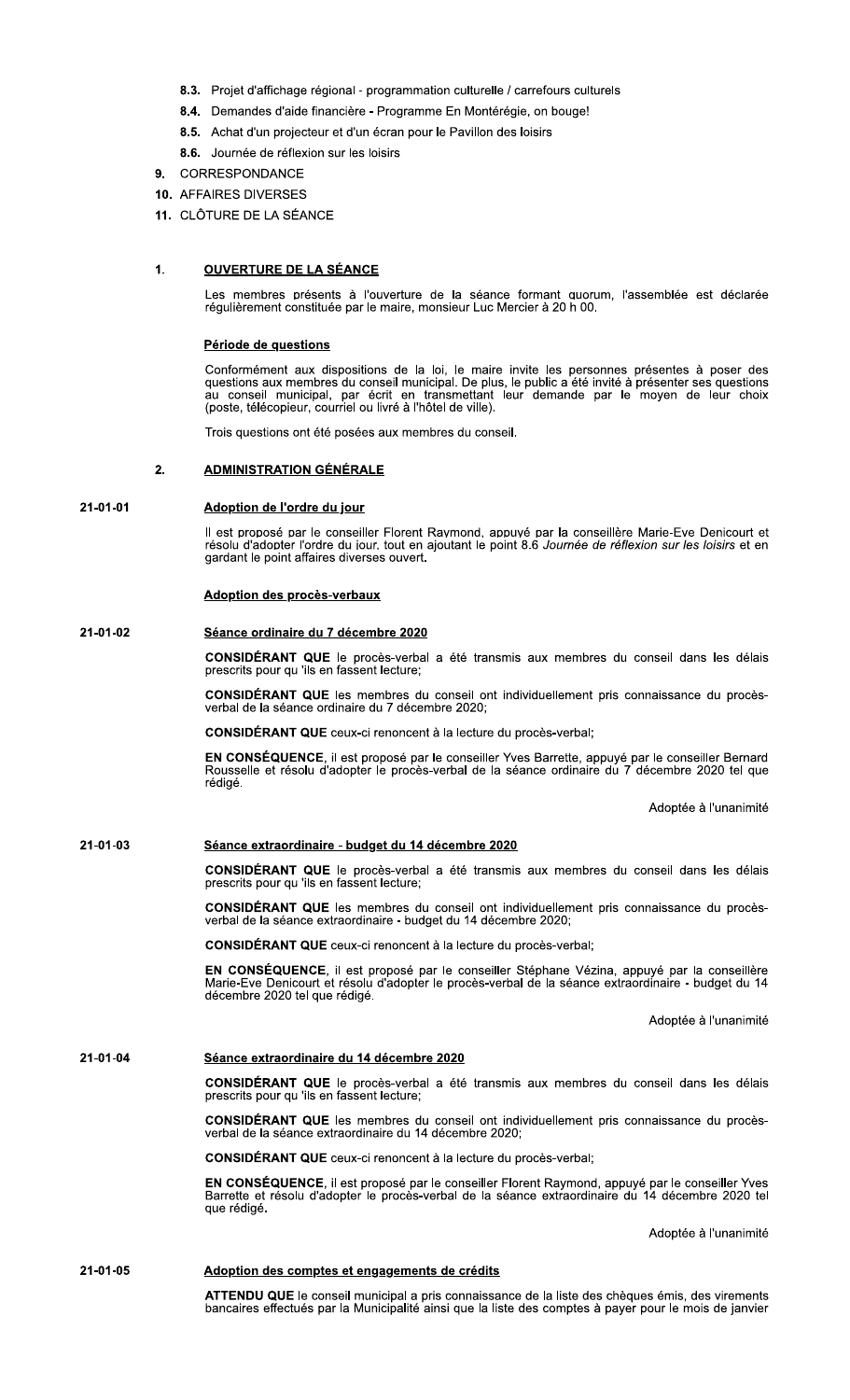8.3. Projet d'affichage régional - programmation culturelle / carrefours culturels

8.4. Demandes d'aide financière - Programme En Montérégie, on bouge!

8.5. Achat d'un projecteur et d'un écran pour le Pavillon des loisirs

8.6. Journée de réflexion sur les loisirs

9. CORRESPONDANCE

10. AFFAIRES DIVERSES

11. CLÔTURE DE LA SÉANCE

## 1. OUVERTURE DE LA SÉANCE

Les membres présents à l'ouverture de la séance formant quorum, l'assemblée est déclarée régulièrement constituée par le maire, monsieur Luc Mercier à 20 h 00.

### Période de questions

Conformément aux dispositions de la loi, le maire invite les personnes présentes à poser des questions aux membres du conseil municipal. De plus, le public a été invité à présenter ses questions au conseil municipal, par écrit en transmettant leur demande par le moyen de leur choix (poste, télécopieur, courriel ou livré à l'hôtel de ville).

Trois questions ont été posées aux membres du conseil.

## 2. ADMINISTRATION GÉNÉRALE

### 21-01-01 Adoption de l'ordre du jour

Il est proposé par le conseiller Florent Raymond, appuyé par la conseillère Marie-Eve Denicourt et résolu d'adopter l'ordre du jour, tout en ajoutant le point 8.6 *Journée de réflexion sur les loisirs* et en gardant le point affaires diverses ouvert.

### Adoption des procès-verbaux

### 21-01-02 Séance ordinaire du 7 décembre 2020

**CONSIDÉRANT QUE** le procès-verbal a été transmis aux membres du conseil dans les délais prescrits pour qu 'ils en fassent lecture;

**CONSIDÉRANT QUE** les membres du conseil ont individuellement pris connaissance du procès-verbal de la séance ordinaire du 7 décembre 2020;

**CONSIDÉRANT QUE** ceux-ci renoncent à la lecture du procès-verbal;

**EN CONSÉQUENCE**, il est proposé par le conseiller Yves Barrette, appuyé par le conseiller Bernard Rousselle et résolu d'adopter le procès-verbal de la séance ordinaire du 7 décembre 2020 tel que rédigé.

Adoptée à l'unanimité

### 21-01-03 Séance extraordinaire - budget du 14 décembre 2020

**CONSIDÉRANT QUE** le procès-verbal a été transmis aux membres du conseil dans les délais prescrits pour qu 'ils en fassent lecture;

**CONSIDÉRANT QUE** les membres du conseil ont individuellement pris connaissance du procès-verbal de la séance extraordinaire - budget du 14 décembre 2020;

**CONSIDÉRANT QUE** ceux-ci renoncent à la lecture du procès-verbal;

**EN CONSÉQUENCE**, il est proposé par le conseiller Stéphane Vézina, appuyé par la conseillère Marie-Eve Denicourt et résolu d'adopter le procès-verbal de la séance extraordinaire - budget du 14 décembre 2020 tel que rédigé.

Adoptée à l'unanimité

### 21-01-04 Séance extraordinaire du 14 décembre 2020

**CONSIDÉRANT QUE** le procès-verbal a été transmis aux membres du conseil dans les délais prescrits pour qu 'ils en fassent lecture;

**CONSIDÉRANT QUE** les membres du conseil ont individuellement pris connaissance du procès-verbal de la séance extraordinaire du 14 décembre 2020;

**CONSIDÉRANT QUE** ceux-ci renoncent à la lecture du procès-verbal;

**EN CONSÉQUENCE**, il est proposé par le conseiller Florent Raymond, appuyé par le conseiller Yves Barrette et résolu d'adopter le procès-verbal de la séance extraordinaire du 14 décembre 2020 tel que rédigé.

Adoptée à l'unanimité

### 21-01-05 Adoption des comptes et engagements de crédits

**ATTENDU QUE** le conseil municipal a pris connaissance de la liste des chèques émis, des virements bancaires effectués par la Municipalité ainsi que la liste des comptes à payer pour le mois de janvier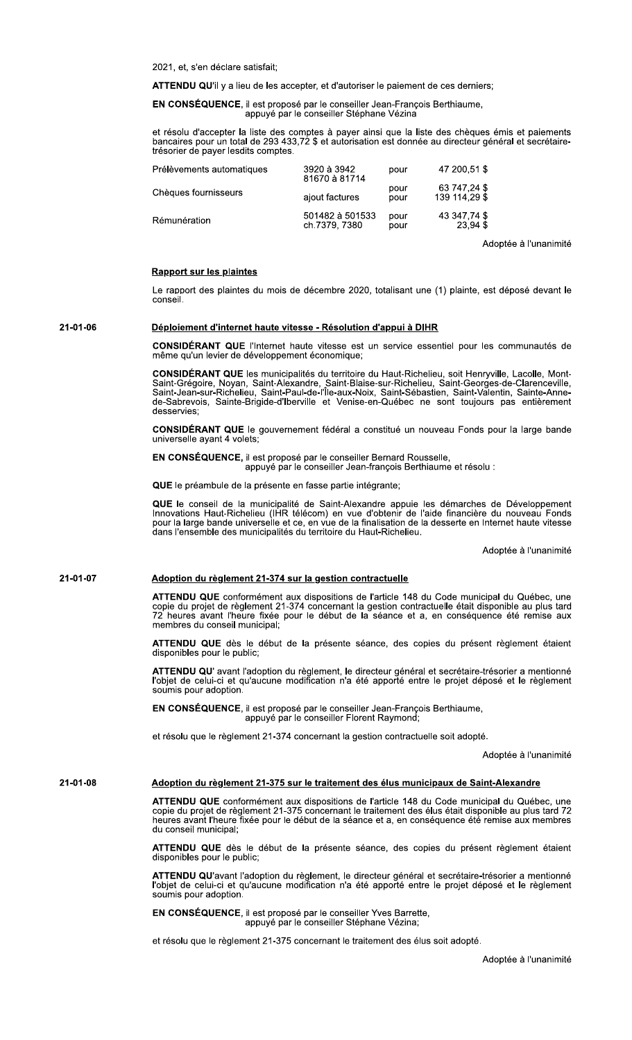2021, et, s'en déclare satisfait;

**ATTENDU QU'**il y a lieu de les accepter, et d'autoriser le paiement de ces derniers;

**EN CONSÉQUENCE**, il est proposé par le conseiller Jean-François Berthiaume,
appuyé par le conseiller Stéphane Vézina

et résolu d'accepter la liste des comptes à payer ainsi que la liste des chèques émis et paiements bancaires pour un total de 293 433,72 $ et autorisation est donnée au directeur général et secrétaire-trésorier de payer lesdits comptes.

| | | | |
|---|---|---|---|
| Prélèvements automatiques | 3920 à 3942 | pour | 47 200,51 $ |
| Chèques fournisseurs | 81670 à 81714 | pour | 63 747,24 $ |
| | ajout factures | pour | 139 114,29 $ |
| Rémunération | 501482 à 501533 | pour | 43 347,74 $ |
| | ch.7379, 7380 | pour | 23,94 $ |

Adoptée à l'unanimité

**Rapport sur les plaintes**

Le rapport des plaintes du mois de décembre 2020, totalisant une (1) plainte, est déposé devant le conseil.

**21-01-06** **Déploiement d'internet haute vitesse - Résolution d'appui à DIHR**

**CONSIDÉRANT QUE** l'Internet haute vitesse est un service essentiel pour les communautés de même qu'un levier de développement économique;

**CONSIDÉRANT QUE** les municipalités du territoire du Haut-Richelieu, soit Henryville, Lacolle, Mont-Saint-Grégoire, Noyan, Saint-Alexandre, Saint-Blaise-sur-Richelieu, Saint-Georges-de-Clarenceville, Saint-Jean-sur-Richelieu, Saint-Paul-de-l'Île-aux-Noix, Saint-Sébastien, Saint-Valentin, Sainte-Anne-de-Sabrevois, Sainte-Brigide-d'Iberville et Venise-en-Québec ne sont toujours pas entièrement desservies;

**CONSIDÉRANT QUE** le gouvernement fédéral a constitué un nouveau Fonds pour la large bande universelle ayant 4 volets;

**EN CONSÉQUENCE**, il est proposé par le conseiller Bernard Rousselle,
appuyé par le conseiller Jean-françois Berthiaume et résolu :

**QUE** le préambule de la présente en fasse partie intégrante;

**QUE** le conseil de la municipalité de Saint-Alexandre appuie les démarches de Développement Innovations Haut-Richelieu (IHR télécom) en vue d'obtenir de l'aide financière du nouveau Fonds pour la large bande universelle et ce, en vue de la finalisation de la desserte en Internet haute vitesse dans l'ensemble des municipalités du territoire du Haut-Richelieu.

Adoptée à l'unanimité

**21-01-07** **Adoption du règlement 21-374 sur la gestion contractuelle**

**ATTENDU QUE** conformément aux dispositions de l'article 148 du Code municipal du Québec, une copie du projet de règlement 21-374 concernant la gestion contractuelle était disponible au plus tard 72 heures avant l'heure fixée pour le début de la séance et a, en conséquence été remise aux membres du conseil municipal;

**ATTENDU QUE** dès le début de la présente séance, des copies du présent règlement étaient disponibles pour le public;

**ATTENDU QU'** avant l'adoption du règlement, le directeur général et secrétaire-trésorier a mentionné l'objet de celui-ci et qu'aucune modification n'a été apporté entre le projet déposé et le règlement soumis pour adoption.

**EN CONSÉQUENCE**, il est proposé par le conseiller Jean-François Berthiaume,
appuyé par le conseiller Florent Raymond;

et résolu que le règlement 21-374 concernant la gestion contractuelle soit adopté.

Adoptée à l'unanimité

**21-01-08** **Adoption du règlement 21-375 sur le traitement des élus municipaux de Saint-Alexandre**

**ATTENDU QUE** conformément aux dispositions de l'article 148 du Code municipal du Québec, une copie du projet de règlement 21-375 concernant le traitement des élus était disponible au plus tard 72 heures avant l'heure fixée pour le début de la séance et a, en conséquence été remise aux membres du conseil municipal;

**ATTENDU QUE** dès le début de la présente séance, des copies du présent règlement étaient disponibles pour le public;

**ATTENDU QU'**avant l'adoption du règlement, le directeur général et secrétaire-trésorier a mentionné l'objet de celui-ci et qu'aucune modification n'a été apporté entre le projet déposé et le règlement soumis pour adoption.

**EN CONSÉQUENCE**, il est proposé par le conseiller Yves Barrette,
appuyé par le conseiller Stéphane Vézina;

et résolu que le règlement 21-375 concernant le traitement des élus soit adopté.

Adoptée à l'unanimité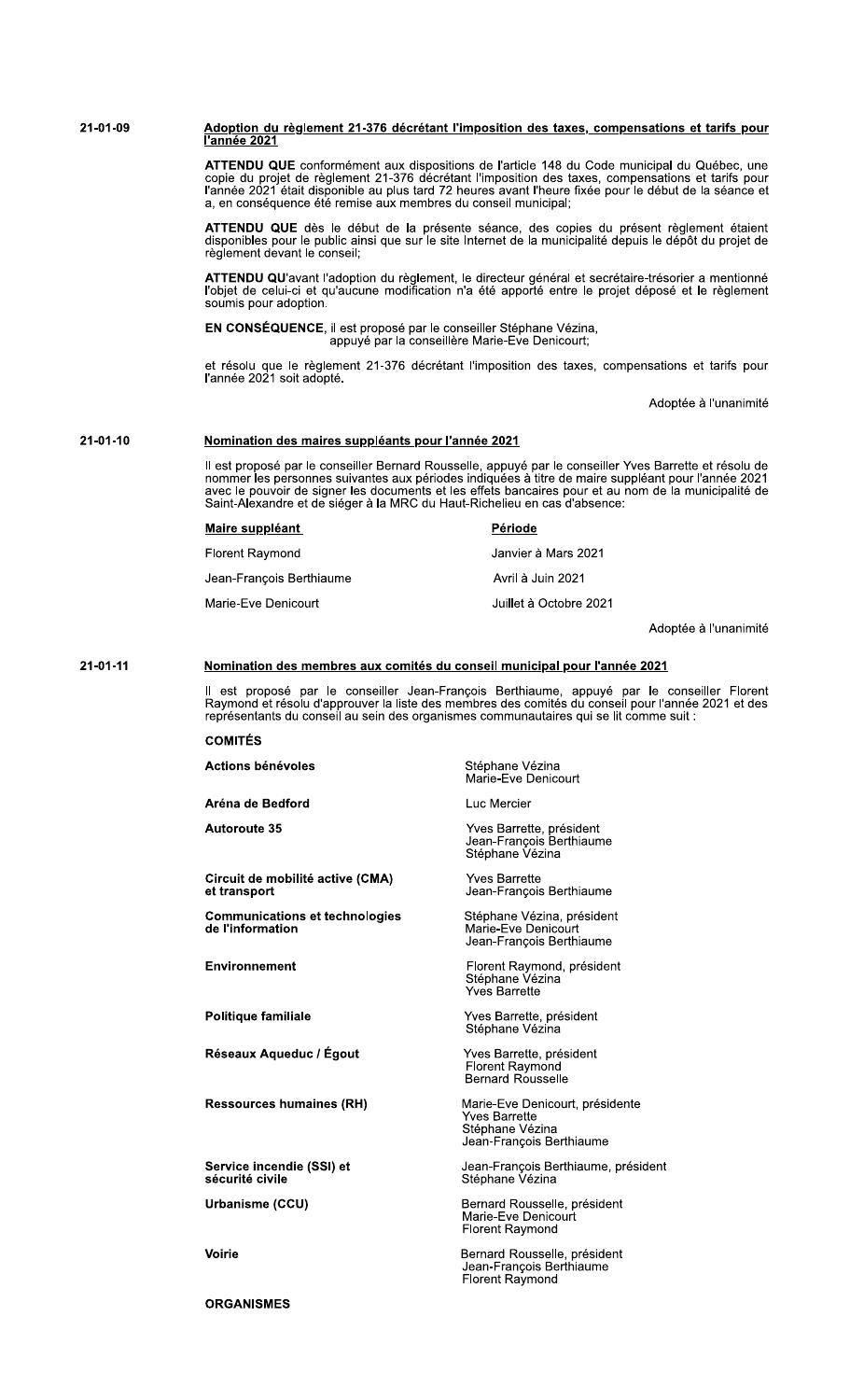**21-01-09** **Adoption du règlement 21-376 décrétant l'imposition des taxes, compensations et tarifs pour l'année 2021**

**ATTENDU QUE** conformément aux dispositions de l'article 148 du Code municipal du Québec, une copie du projet de règlement 21-376 décrétant l'imposition des taxes, compensations et tarifs pour l'année 2021 était disponible au plus tard 72 heures avant l'heure fixée pour le début de la séance et a, en conséquence été remise aux membres du conseil municipal;

**ATTENDU QUE** dès le début de la présente séance, des copies du présent règlement étaient disponibles pour le public ainsi que sur le site Internet de la municipalité depuis le dépôt du projet de règlement devant le conseil;

**ATTENDU QU'**avant l'adoption du règlement, le directeur général et secrétaire-trésorier a mentionné l'objet de celui-ci et qu'aucune modification n'a été apporté entre le projet déposé et le règlement soumis pour adoption.

**EN CONSÉQUENCE**, il est proposé par le conseiller Stéphane Vézina,
appuyé par la conseillère Marie-Eve Denicourt;

et résolu que le règlement 21-376 décrétant l'imposition des taxes, compensations et tarifs pour l'année 2021 soit adopté.

Adoptée à l'unanimité

**21-01-10** **Nomination des maires suppléants pour l'année 2021**

Il est proposé par le conseiller Bernard Rousselle, appuyé par le conseiller Yves Barrette et résolu de nommer les personnes suivantes aux périodes indiquées à titre de maire suppléant pour l'année 2021 avec le pouvoir de signer les documents et les effets bancaires pour et au nom de la municipalité de Saint-Alexandre et de siéger à la MRC du Haut-Richelieu en cas d'absence:

| Maire suppléant | Période |
|---|---|
| Florent Raymond | Janvier à Mars 2021 |
| Jean-François Berthiaume | Avril à Juin 2021 |
| Marie-Eve Denicourt | Juillet à Octobre 2021 |

Adoptée à l'unanimité

**21-01-11** **Nomination des membres aux comités du conseil municipal pour l'année 2021**

Il est proposé par le conseiller Jean-François Berthiaume, appuyé par le conseiller Florent Raymond et résolu d'approuver la liste des membres des comités du conseil pour l'année 2021 et des représentants du conseil au sein des organismes communautaires qui se lit comme suit :

**COMITÉS**

| | |
|---|---|
| **Actions bénévoles** | Stéphane Vézina<br>Marie-Eve Denicourt |
| **Aréna de Bedford** | Luc Mercier |
| **Autoroute 35** | Yves Barrette, président<br>Jean-François Berthiaume<br>Stéphane Vézina |
| **Circuit de mobilité active (CMA) et transport** | Yves Barrette<br>Jean-François Berthiaume |
| **Communications et technologies de l'information** | Stéphane Vézina, président<br>Marie-Eve Denicourt<br>Jean-François Berthiaume |
| **Environnement** | Florent Raymond, président<br>Stéphane Vézina<br>Yves Barrette |
| **Politique familiale** | Yves Barrette, président<br>Stéphane Vézina |
| **Réseaux Aqueduc / Égout** | Yves Barrette, président<br>Florent Raymond<br>Bernard Rousselle |
| **Ressources humaines (RH)** | Marie-Eve Denicourt, présidente<br>Yves Barrette<br>Stéphane Vézina<br>Jean-François Berthiaume |
| **Service incendie (SSI) et sécurité civile** | Jean-François Berthiaume, président<br>Stéphane Vézina |
| **Urbanisme (CCU)** | Bernard Rousselle, président<br>Marie-Eve Denicourt<br>Florent Raymond |
| **Voirie** | Bernard Rousselle, président<br>Jean-François Berthiaume<br>Florent Raymond |

**ORGANISMES**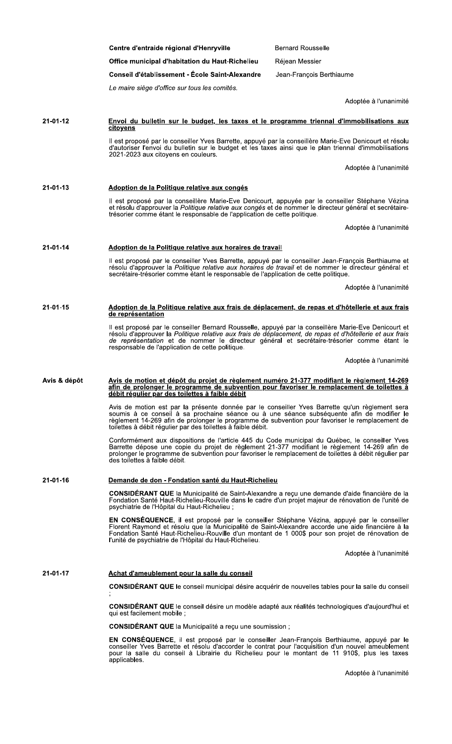| | |
|---|---|
| **Centre d'entraide régional d'Henryville** | Bernard Rousselle |
| **Office municipal d'habitation du Haut-Richelieu** | Réjean Messier |
| **Conseil d'établissement - École Saint-Alexandre** | Jean-François Berthiaume |

*Le maire siège d'office sur tous les comités.*

Adoptée à l'unanimité

**21-01-12** **Envoi du bulletin sur le budget, les taxes et le programme triennal d'immobilisations aux citoyens**

Il est proposé par le conseiller Yves Barrette, appuyé par la conseillère Marie-Eve Denicourt et résolu d'autoriser l'envoi du bulletin sur le budget et les taxes ainsi que le plan triennal d'immobilisations 2021-2023 aux citoyens en couleurs.

Adoptée à l'unanimité

**21-01-13** **Adoption de la Politique relative aux congés**

Il est proposé par la conseillère Marie-Eve Denicourt, appuyée par le conseiller Stéphane Vézina et résolu d'approuver la *Politique relative aux congés* et de nommer le directeur général et secrétaire-trésorier comme étant le responsable de l'application de cette politique.

Adoptée à l'unanimité

**21-01-14** **Adoption de la Politique relative aux horaires de travail**

Il est proposé par le conseiller Yves Barrette, appuyé par le conseiller Jean-François Berthiaume et résolu d'approuver la *Politique relative aux horaires de travail* et de nommer le directeur général et secrétaire-trésorier comme étant le responsable de l'application de cette politique.

Adoptée à l'unanimité

**21-01-15** **Adoption de la Politique relative aux frais de déplacement, de repas et d'hôtellerie et aux frais de représentation**

Il est proposé par le conseiller Bernard Rousselle, appuyé par la conseillère Marie-Eve Denicourt et résolu d'approuver la *Politique relative aux frais de déplacement, de repas et d'hôtellerie et aux frais de représentation* et de nommer le directeur général et secrétaire-trésorier comme étant le responsable de l'application de cette politique.

Adoptée à l'unanimité

**Avis & dépôt** **Avis de motion et dépôt du projet de règlement numéro 21-377 modifiant le règlement 14-269 afin de prolonger le programme de subvention pour favoriser le remplacement de toilettes à débit régulier par des toilettes à faible débit**

Avis de motion est par la présente donnée par le conseiller Yves Barrette qu'un règlement sera soumis à ce conseil à sa prochaine séance ou à une séance subséquente afin de modifier le règlement 14-269 afin de prolonger le programme de subvention pour favoriser le remplacement de toilettes à débit régulier par des toilettes à faible débit.

Conformément aux dispositions de l'article 445 du Code municipal du Québec, le conseiller Yves Barrette dépose une copie du projet de règlement 21-377 modifiant le règlement 14-269 afin de prolonger le programme de subvention pour favoriser le remplacement de toilettes à débit régulier par des toilettes à faible débit.

**21-01-16** **Demande de don - Fondation santé du Haut-Richelieu**

**CONSIDÉRANT QUE** la Municipalité de Saint-Alexandre a reçu une demande d'aide financière de la Fondation Santé Haut-Richelieu-Rouville dans le cadre d'un projet majeur de rénovation de l'unité de psychiatrie de l'Hôpital du Haut-Richelieu ;

**EN CONSÉQUENCE**, il est proposé par le conseiller Stéphane Vézina, appuyé par le conseiller Florent Raymond et résolu que la Municipalité de Saint-Alexandre accorde une aide financière à la Fondation Santé Haut-Richelieu-Rouville d'un montant de 1 000$ pour son projet de rénovation de l'unité de psychiatrie de l'Hôpital du Haut-Richelieu.

Adoptée à l'unanimité

**21-01-17** **Achat d'ameublement pour la salle du conseil**

**CONSIDÉRANT QUE** le conseil municipal désire acquérir de nouvelles tables pour la salle du conseil ;

**CONSIDÉRANT QUE** le conseil désire un modèle adapté aux réalités technologiques d'aujourd'hui et qui est facilement mobile ;

**CONSIDÉRANT QUE** la Municipalité a reçu une soumission ;

**EN CONSÉQUENCE**, il est proposé par le conseiller Jean-François Berthiaume, appuyé par le conseiller Yves Barrette et résolu d'accorder le contrat pour l'acquisition d'un nouvel ameublement pour la salle du conseil à Librairie du Richelieu pour le montant de 11 910$, plus les taxes applicables.

Adoptée à l'unanimité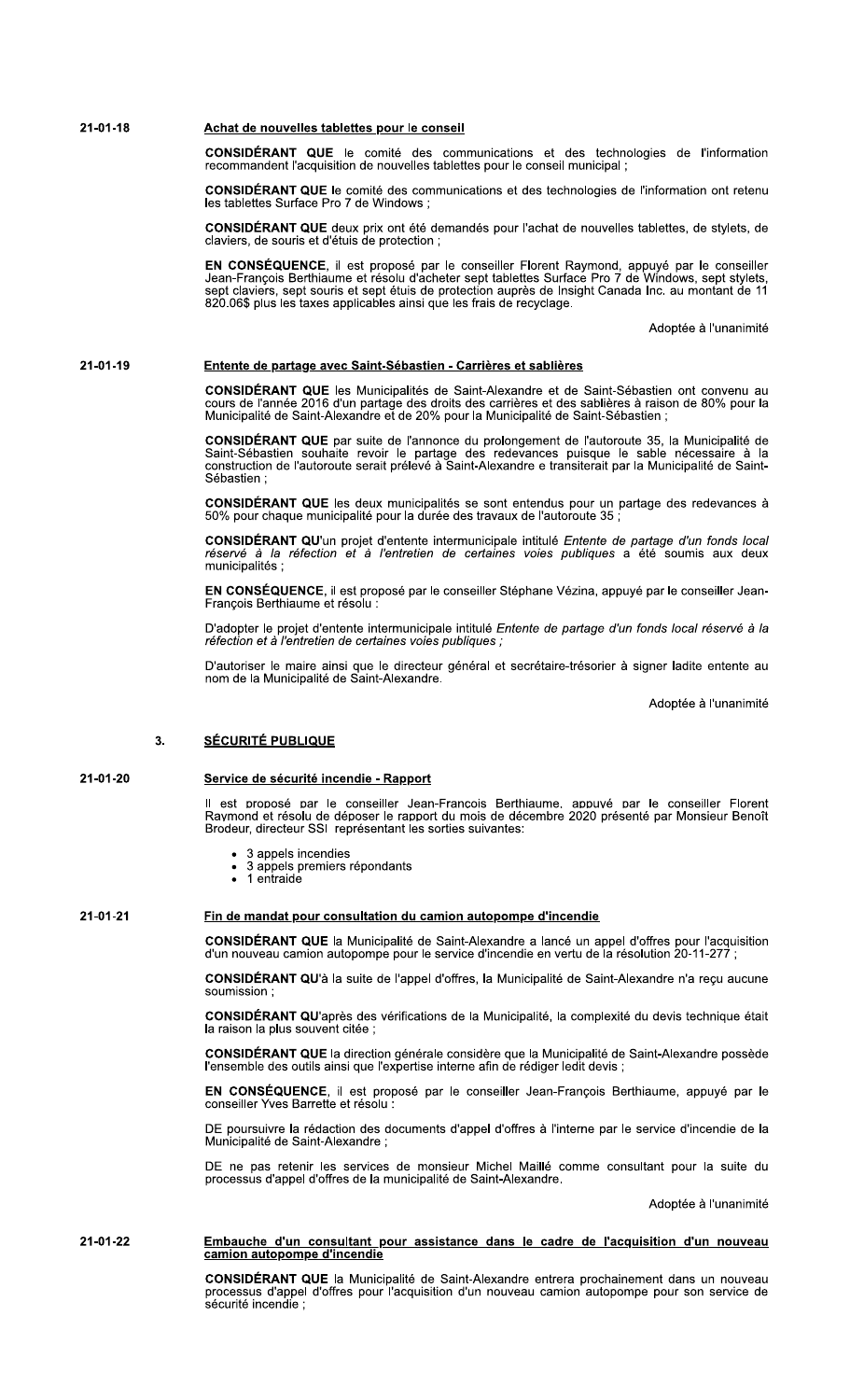**21-01-18** **Achat de nouvelles tablettes pour le conseil**

**CONSIDÉRANT QUE** le comité des communications et des technologies de l'information recommandent l'acquisition de nouvelles tablettes pour le conseil municipal ;

**CONSIDÉRANT QUE** le comité des communications et des technologies de l'information ont retenu les tablettes Surface Pro 7 de Windows ;

**CONSIDÉRANT QUE** deux prix ont été demandés pour l'achat de nouvelles tablettes, de stylets, de claviers, de souris et d'étuis de protection ;

**EN CONSÉQUENCE**, il est proposé par le conseiller Florent Raymond, appuyé par le conseiller Jean-François Berthiaume et résolu d'acheter sept tablettes Surface Pro 7 de Windows, sept stylets, sept claviers, sept souris et sept étuis de protection auprès de Insight Canada Inc. au montant de 11 820.06$ plus les taxes applicables ainsi que les frais de recyclage.

Adoptée à l'unanimité

**21-01-19** **Entente de partage avec Saint-Sébastien - Carrières et sablières**

**CONSIDÉRANT QUE** les Municipalités de Saint-Alexandre et de Saint-Sébastien ont convenu au cours de l'année 2016 d'un partage des droits des carrières et des sablières à raison de 80% pour la Municipalité de Saint-Alexandre et de 20% pour la Municipalité de Saint-Sébastien ;

**CONSIDÉRANT QUE** par suite de l'annonce du prolongement de l'autoroute 35, la Municipalité de Saint-Sébastien souhaite revoir le partage des redevances puisque le sable nécessaire à la construction de l'autoroute serait prélevé à Saint-Alexandre e transiterait par la Municipalité de Saint-Sébastien ;

**CONSIDÉRANT QUE** les deux municipalités se sont entendus pour un partage des redevances à 50% pour chaque municipalité pour la durée des travaux de l'autoroute 35 ;

**CONSIDÉRANT QU'**un projet d'entente intermunicipale intitulé *Entente de partage d'un fonds local réservé à la réfection et à l'entretien de certaines voies publiques* a été soumis aux deux municipalités ;

**EN CONSÉQUENCE**, il est proposé par le conseiller Stéphane Vézina, appuyé par le conseiller Jean-François Berthiaume et résolu :

D'adopter le projet d'entente intermunicipale intitulé *Entente de partage d'un fonds local réservé à la réfection et à l'entretien de certaines voies publiques ;*

D'autoriser le maire ainsi que le directeur général et secrétaire-trésorier à signer ladite entente au nom de la Municipalité de Saint-Alexandre.

Adoptée à l'unanimité

## 3. SÉCURITÉ PUBLIQUE

**21-01-20** **Service de sécurité incendie - Rapport**

Il est proposé par le conseiller Jean-François Berthiaume, appuyé par le conseiller Florent Raymond et résolu de déposer le rapport du mois de décembre 2020 présenté par Monsieur Benoît Brodeur, directeur SSI représentant les sorties suivantes:

- 3 appels incendies
- 3 appels premiers répondants
- 1 entraide

**21-01-21** **Fin de mandat pour consultation du camion autopompe d'incendie**

**CONSIDÉRANT QUE** la Municipalité de Saint-Alexandre a lancé un appel d'offres pour l'acquisition d'un nouveau camion autopompe pour le service d'incendie en vertu de la résolution 20-11-277 ;

**CONSIDÉRANT QU'**à la suite de l'appel d'offres, la Municipalité de Saint-Alexandre n'a reçu aucune soumission ;

**CONSIDÉRANT QU'**après des vérifications de la Municipalité, la complexité du devis technique était la raison la plus souvent citée ;

**CONSIDÉRANT QUE** la direction générale considère que la Municipalité de Saint-Alexandre possède l'ensemble des outils ainsi que l'expertise interne afin de rédiger ledit devis ;

**EN CONSÉQUENCE**, il est proposé par le conseiller Jean-François Berthiaume, appuyé par le conseiller Yves Barrette et résolu :

DE poursuivre la rédaction des documents d'appel d'offres à l'interne par le service d'incendie de la Municipalité de Saint-Alexandre ;

DE ne pas retenir les services de monsieur Michel Maillé comme consultant pour la suite du processus d'appel d'offres de la municipalité de Saint-Alexandre.

Adoptée à l'unanimité

**21-01-22** **Embauche d'un consultant pour assistance dans le cadre de l'acquisition d'un nouveau camion autopompe d'incendie**

**CONSIDÉRANT QUE** la Municipalité de Saint-Alexandre entrera prochainement dans un nouveau processus d'appel d'offres pour l'acquisition d'un nouveau camion autopompe pour son service de sécurité incendie ;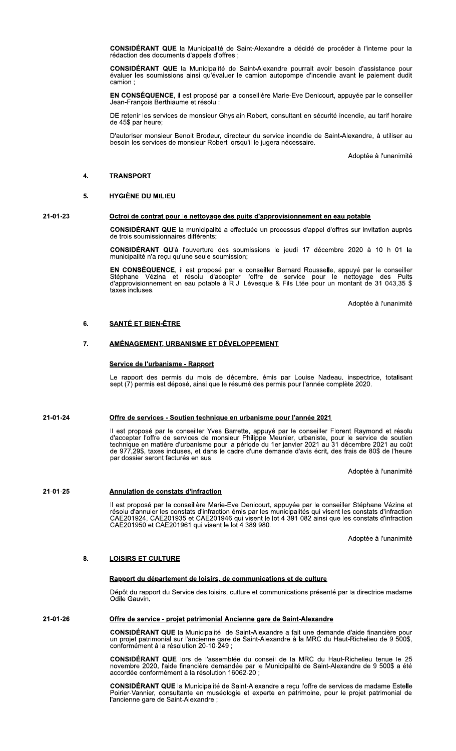**CONSIDÉRANT QUE** la Municipalité de Saint-Alexandre a décidé de procéder à l'interne pour la rédaction des documents d'appels d'offres ;

**CONSIDÉRANT QUE** la Municipalité de Saint-Alexandre pourrait avoir besoin d'assistance pour évaluer les soumissions ainsi qu'évaluer le camion autopompe d'incendie avant le paiement dudit camion ;

**EN CONSÉQUENCE**, il est proposé par la conseillère Marie-Eve Denicourt, appuyée par le conseiller Jean-François Berthiaume et résolu :

DE retenir les services de monsieur Ghyslain Robert, consultant en sécurité incendie, au tarif horaire de 45$ par heure;

D'autoriser monsieur Benoit Brodeur, directeur du service incendie de Saint-Alexandre, à utiliser au besoin les services de monsieur Robert lorsqu'il le jugera nécessaire.

Adoptée à l'unanimité

## 4. TRANSPORT

## 5. HYGIÈNE DU MILIEU

**21-01-23**

### Octroi de contrat pour le nettoyage des puits d'approvisionnement en eau potable

**CONSIDÉRANT QUE** la municipalité a effectuée un processus d'appel d'offres sur invitation auprès de trois soumissionnaires différents;

**CONSIDÉRANT QU**'à l'ouverture des soumissions le jeudi 17 décembre 2020 à 10 h 01 la municipalité n'a reçu qu'une seule soumission;

**EN CONSÉQUENCE**, il est proposé par le conseiller Bernard Rousselle, appuyé par le conseiller Stéphane Vézina et résolu d'accepter l'offre de service pour le nettoyage des Puits d'approvisionnement en eau potable à R.J. Lévesque & Fils Ltée pour un montant de 31 043,35 $ taxes incluses.

Adoptée à l'unanimité

## 6. SANTÉ ET BIEN-ÊTRE

## 7. AMÉNAGEMENT, URBANISME ET DÉVELOPPEMENT

### Service de l'urbanisme - Rapport

Le rapport des permis du mois de décembre, émis par Louise Nadeau, inspectrice, totalisant sept (7) permis est déposé, ainsi que le résumé des permis pour l'année complète 2020.

**21-01-24**

### Offre de services - Soutien technique en urbanisme pour l'année 2021

Il est proposé par le conseiller Yves Barrette, appuyé par le conseiller Florent Raymond et résolu d'accepter l'offre de services de monsieur Philippe Meunier, urbaniste, pour le service de soutien technique en matière d'urbanisme pour la période du 1er janvier 2021 au 31 décembre 2021 au coût de 977,29$, taxes incluses, et dans le cadre d'une demande d'avis écrit, des frais de 80$ de l'heure par dossier seront facturés en sus.

Adoptée à l'unanimité

**21-01-25**

### Annulation de constats d'infraction

Il est proposé par la conseillère Marie-Eve Denicourt, appuyée par le conseiller Stéphane Vézina et résolu d'annuler les constats d'infraction émis par les municipalités qui visent les constats d'infraction CAE201924, CAE201935 et CAE201946 qui visent le lot 4 391 082 ainsi que les constats d'infraction CAE201950 et CAE201961 qui visent le lot 4 389 980.

Adoptée à l'unanimité

## 8. LOISIRS ET CULTURE

### Rapport du département de loisirs, de communications et de culture

Dépôt du rapport du Service des loisirs, culture et communications présenté par la directrice madame Odile Gauvin.

**21-01-26**

### Offre de service - projet patrimonial Ancienne gare de Saint-Alexandre

**CONSIDÉRANT QUE** la Municipalité de Saint-Alexandre a fait une demande d'aide financière pour un projet patrimonial sur l'ancienne gare de Saint-Alexandre à la MRC du Haut-Richelieu de 9 500$, conformément à la résolution 20-10-249 ;

**CONSIDÉRANT QUE** lors de l'assemblée du conseil de la MRC du Haut-Richelieu tenue le 25 novembre 2020, l'aide financière demandée par le Municipalité de Saint-Alexandre de 9 500$ a été accordée conformément à la résolution 16062-20 ;

**CONSIDÉRANT QUE** la Municipalité de Saint-Alexandre a reçu l'offre de services de madame Estelle Poirier-Vannier, consultante en muséologie et experte en patrimoine, pour le projet patrimonial de l'ancienne gare de Saint-Alexandre ;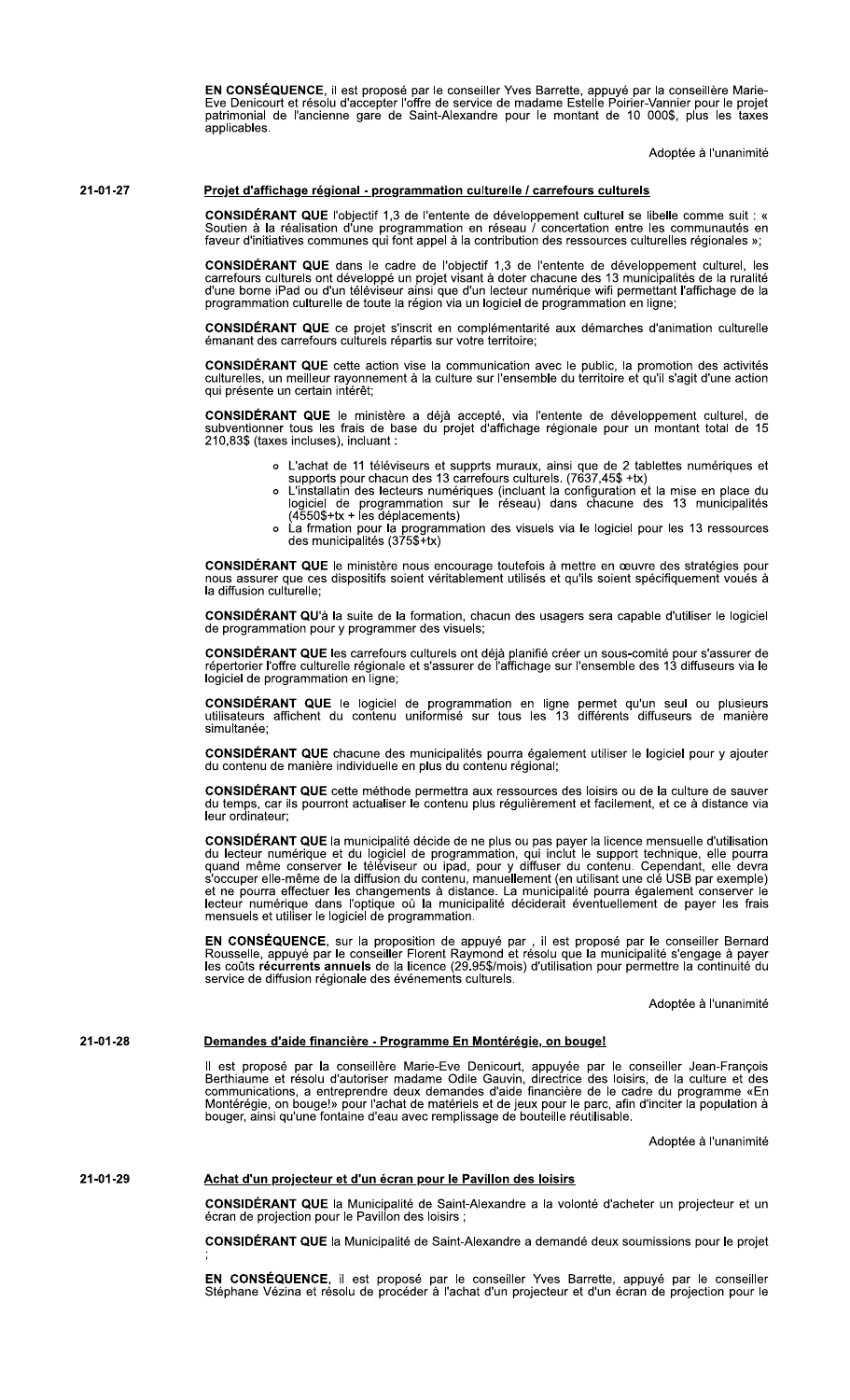**EN CONSÉQUENCE**, il est proposé par le conseiller Yves Barrette, appuyé par la conseillère Marie-Eve Denicourt et résolu d'accepter l'offre de service de madame Estelle Poirier-Vannier pour le projet patrimonial de l'ancienne gare de Saint-Alexandre pour le montant de 10 000$, plus les taxes applicables.

Adoptée à l'unanimité

**21-01-27** **Projet d'affichage régional - programmation culturelle / carrefours culturels**

**CONSIDÉRANT QUE** l'objectif 1,3 de l'entente de développement culturel se libelle comme suit : « Soutien à la réalisation d'une programmation en réseau / concertation entre les communautés en faveur d'initiatives communes qui font appel à la contribution des ressources culturelles régionales »;

**CONSIDÉRANT QUE** dans le cadre de l'objectif 1,3 de l'entente de développement culturel, les carrefours culturels ont développé un projet visant à doter chacune des 13 municipalités de la ruralité d'une borne iPad ou d'un téléviseur ainsi que d'un lecteur numérique wifi permettant l'affichage de la programmation culturelle de toute la région via un logiciel de programmation en ligne;

**CONSIDÉRANT QUE** ce projet s'inscrit en complémentarité aux démarches d'animation culturelle émanant des carrefours culturels répartis sur votre territoire;

**CONSIDÉRANT QUE** cette action vise la communication avec le public, la promotion des activités culturelles, un meilleur rayonnement à la culture sur l'ensemble du territoire et qu'il s'agit d'une action qui présente un certain intérêt;

**CONSIDÉRANT QUE** le ministère a déjà accepté, via l'entente de développement culturel, de subventionner tous les frais de base du projet d'affichage régionale pour un montant total de 15 210,83$ (taxes incluses), incluant :

- L'achat de 11 téléviseurs et supprts muraux, ainsi que de 2 tablettes numériques et supports pour chacun des 13 carrefours culturels. (7637,45$ +tx)
- L'installatin des lecteurs numériques (incluant la configuration et la mise en place du logiciel de programmation sur le réseau) dans chacune des 13 municipalités (4550$+tx + les déplacements)
- La frmation pour la programmation des visuels via le logiciel pour les 13 ressources des municipalités (375$+tx)

**CONSIDÉRANT QUE** le ministère nous encourage toutefois à mettre en œuvre des stratégies pour nous assurer que ces dispositifs soient véritablement utilisés et qu'ils soient spécifiquement voués à la diffusion culturelle;

**CONSIDÉRANT QU'**à la suite de la formation, chacun des usagers sera capable d'utiliser le logiciel de programmation pour y programmer des visuels;

**CONSIDÉRANT QUE** les carrefours culturels ont déjà planifié créer un sous-comité pour s'assurer de répertorier l'offre culturelle régionale et s'assurer de l'affichage sur l'ensemble des 13 diffuseurs via le logiciel de programmation en ligne;

**CONSIDÉRANT QUE** le logiciel de programmation en ligne permet qu'un seul ou plusieurs utilisateurs affichent du contenu uniformisé sur tous les 13 différents diffuseurs de manière simultanée;

**CONSIDÉRANT QUE** chacune des municipalités pourra également utiliser le logiciel pour y ajouter du contenu de manière individuelle en plus du contenu régional;

**CONSIDÉRANT QUE** cette méthode permettra aux ressources des loisirs ou de la culture de sauver du temps, car ils pourront actualiser le contenu plus régulièrement et facilement, et ce à distance via leur ordinateur;

**CONSIDÉRANT QUE** la municipalité décide de ne plus ou pas payer la licence mensuelle d'utilisation du lecteur numérique et du logiciel de programmation, qui inclut le support technique, elle pourra quand même conserver le téléviseur ou ipad, pour y diffuser du contenu. Cependant, elle devra s'occuper elle-même de la diffusion du contenu, manuellement (en utilisant une clé USB par exemple) et ne pourra effectuer les changements à distance. La municipalité pourra également conserver le lecteur numérique dans l'optique où la municipalité déciderait éventuellement de payer les frais mensuels et utiliser le logiciel de programmation.

**EN CONSÉQUENCE**, sur la proposition de appuyé par , il est proposé par le conseiller Bernard Rousselle, appuyé par le conseiller Florent Raymond et résolu que la municipalité s'engage à payer les coûts **récurrents annuels** de la licence (29.95$/mois) d'utilisation pour permettre la continuité du service de diffusion régionale des événements culturels.

Adoptée à l'unanimité

**21-01-28** **Demandes d'aide financière - Programme En Montérégie, on bouge!**

Il est proposé par la conseillère Marie-Eve Denicourt, appuyée par le conseiller Jean-François Berthiaume et résolu d'autoriser madame Odile Gauvin, directrice des loisirs, de la culture et des communications, a entreprendre deux demandes d'aide financière de le cadre du programme «En Montérégie, on bouge!» pour l'achat de matériels et de jeux pour le parc, afin d'inciter la population à bouger, ainsi qu'une fontaine d'eau avec remplissage de bouteille réutilisable.

Adoptée à l'unanimité

**21-01-29** **Achat d'un projecteur et d'un écran pour le Pavillon des loisirs**

**CONSIDÉRANT QUE** la Municipalité de Saint-Alexandre a la volonté d'acheter un projecteur et un écran de projection pour le Pavillon des loisirs ;

**CONSIDÉRANT QUE** la Municipalité de Saint-Alexandre a demandé deux soumissions pour le projet ;

**EN CONSÉQUENCE**, il est proposé par le conseiller Yves Barrette, appuyé par le conseiller Stéphane Vézina et résolu de procéder à l'achat d'un projecteur et d'un écran de projection pour le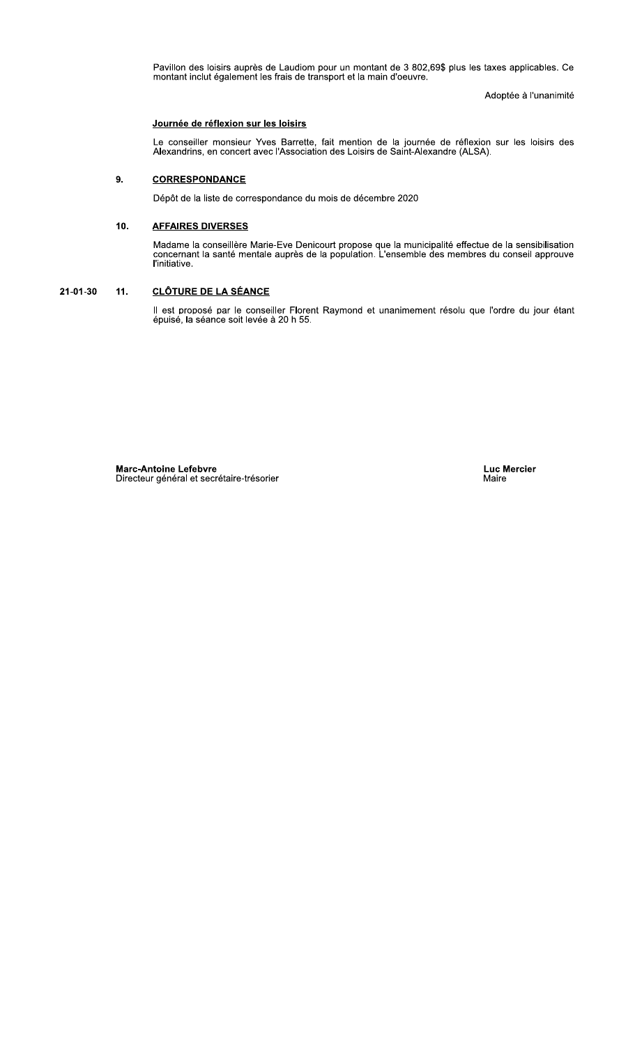Pavillon des loisirs auprès de Laudiom pour un montant de 3 802,69$ plus les taxes applicables. Ce montant inclut également les frais de transport et la main d'oeuvre.

Adoptée à l'unanimité

**Journée de réflexion sur les loisirs**

Le conseiller monsieur Yves Barrette, fait mention de la journée de réflexion sur les loisirs des Alexandrins, en concert avec l'Association des Loisirs de Saint-Alexandre (ALSA).

## 9. CORRESPONDANCE

Dépôt de la liste de correspondance du mois de décembre 2020

## 10. AFFAIRES DIVERSES

Madame la conseillère Marie-Eve Denicourt propose que la municipalité effectue de la sensibilisation concernant la santé mentale auprès de la population. L'ensemble des membres du conseil approuve l'initiative.

## 21-01-30 11. CLÔTURE DE LA SÉANCE

Il est proposé par le conseiller Florent Raymond et unanimement résolu que l'ordre du jour étant épuisé, la séance soit levée à 20 h 55.

**Marc-Antoine Lefebvre**
Directeur général et secrétaire-trésorier

**Luc Mercier**
Maire